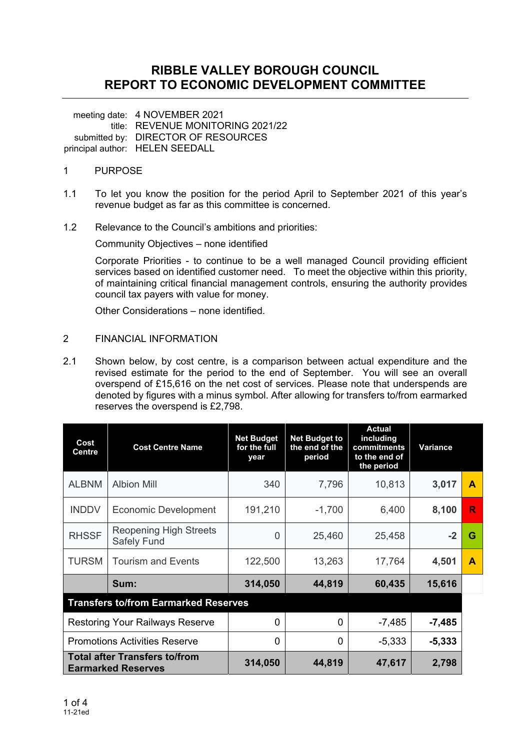# RIBBLE VALLEY BOROUGH COUNCIL
# REPORT TO ECONOMIC DEVELOPMENT COMMITTEE

meeting date: 4 NOVEMBER 2021
title: REVENUE MONITORING 2021/22
submitted by: DIRECTOR OF RESOURCES
principal author: HELEN SEEDALL

1 PURPOSE

1.1 To let you know the position for the period April to September 2021 of this year's revenue budget as far as this committee is concerned.

1.2 Relevance to the Council's ambitions and priorities:

Community Objectives – none identified

Corporate Priorities - to continue to be a well managed Council providing efficient services based on identified customer need. To meet the objective within this priority, of maintaining critical financial management controls, ensuring the authority provides council tax payers with value for money.

Other Considerations – none identified.

2 FINANCIAL INFORMATION

2.1 Shown below, by cost centre, is a comparison between actual expenditure and the revised estimate for the period to the end of September. You will see an overall overspend of £15,616 on the net cost of services. Please note that underspends are denoted by figures with a minus symbol. After allowing for transfers to/from earmarked reserves the overspend is £2,798.

| Cost Centre | Cost Centre Name | Net Budget for the full year | Net Budget to the end of the period | Actual including commitments to the end of the period | Variance | |
|---|---|---|---|---|---|---|
| ALBNM | Albion Mill | 340 | 7,796 | 10,813 | **3,017** | **A** |
| INDDV | Economic Development | 191,210 | -1,700 | 6,400 | **8,100** | **R** |
| RHSSF | Reopening High Streets Safely Fund | 0 | 25,460 | 25,458 | **-2** | **G** |
| TURSM | Tourism and Events | 122,500 | 13,263 | 17,764 | **4,501** | **A** |
| | **Sum:** | **314,050** | **44,819** | **60,435** | **15,616** | |
| **Transfers to/from Earmarked Reserves** | | | | | | |
| Restoring Your Railways Reserve | | 0 | 0 | -7,485 | **-7,485** | |
| Promotions Activities Reserve | | 0 | 0 | -5,333 | **-5,333** | |
| **Total after Transfers to/from Earmarked Reserves** | | **314,050** | **44,819** | **47,617** | **2,798** | |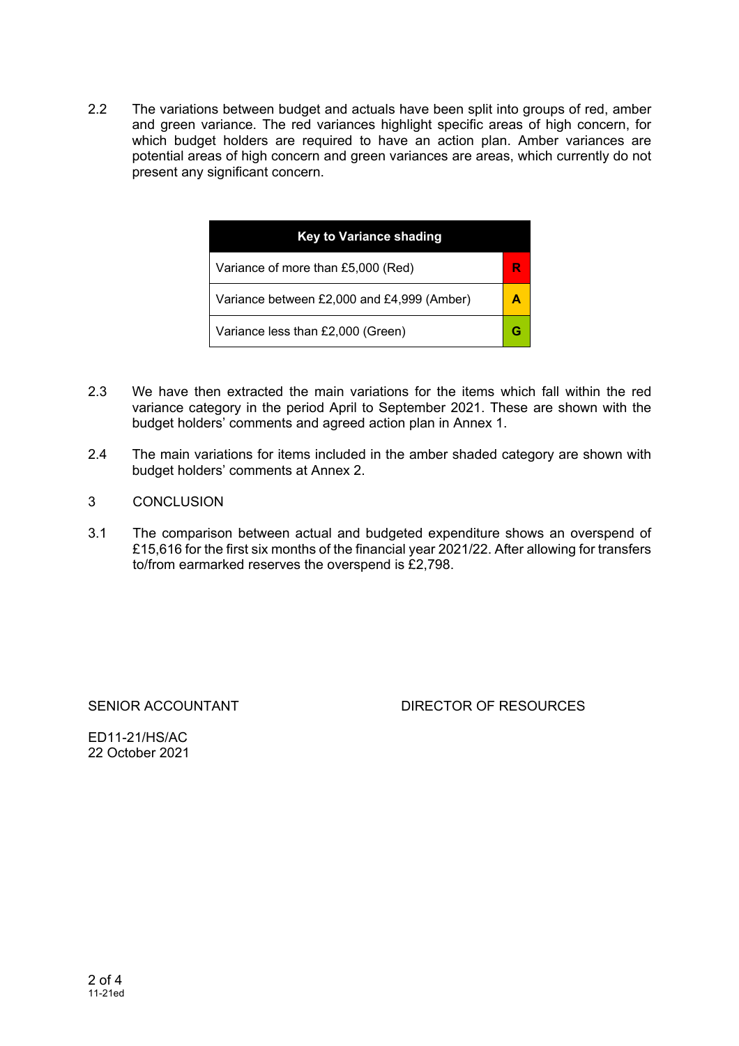2.2 The variations between budget and actuals have been split into groups of red, amber and green variance. The red variances highlight specific areas of high concern, for which budget holders are required to have an action plan. Amber variances are potential areas of high concern and green variances are areas, which currently do not present any significant concern.

| Key to Variance shading | |
|---|---|
| Variance of more than £5,000 (Red) | R |
| Variance between £2,000 and £4,999 (Amber) | A |
| Variance less than £2,000 (Green) | G |

2.3 We have then extracted the main variations for the items which fall within the red variance category in the period April to September 2021. These are shown with the budget holders' comments and agreed action plan in Annex 1.

2.4 The main variations for items included in the amber shaded category are shown with budget holders' comments at Annex 2.

3 CONCLUSION

3.1 The comparison between actual and budgeted expenditure shows an overspend of £15,616 for the first six months of the financial year 2021/22. After allowing for transfers to/from earmarked reserves the overspend is £2,798.

SENIOR ACCOUNTANT　　　　　　　　DIRECTOR OF RESOURCES

ED11-21/HS/AC
22 October 2021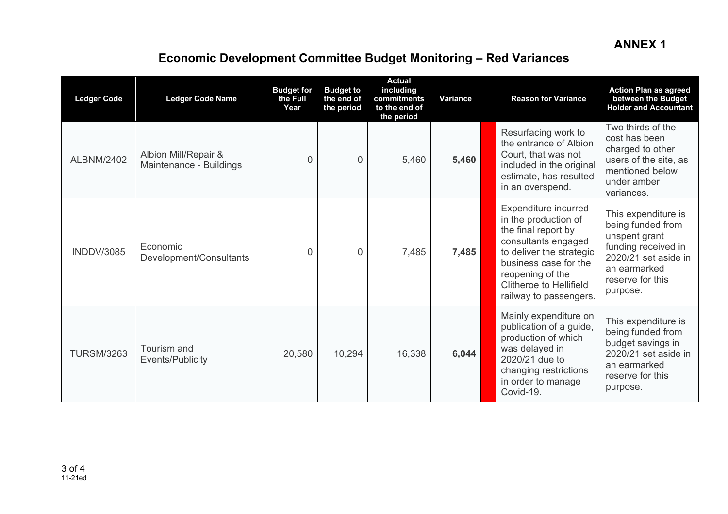**ANNEX 1**

# Economic Development Committee Budget Monitoring – Red Variances

| Ledger Code | Ledger Code Name | Budget for the Full Year | Budget to the end of the period | Actual including commitments to the end of the period | Variance | | Reason for Variance | Action Plan as agreed between the Budget Holder and Accountant |
|---|---|---|---|---|---|---|---|---|
| ALBNM/2402 | Albion Mill/Repair & Maintenance - Buildings | 0 | 0 | 5,460 | **5,460** | | Resurfacing work to the entrance of Albion Court, that was not included in the original estimate, has resulted in an overspend. | Two thirds of the cost has been charged to other users of the site, as mentioned below under amber variances. |
| INDDV/3085 | Economic Development/Consultants | 0 | 0 | 7,485 | **7,485** | | Expenditure incurred in the production of the final report by consultants engaged to deliver the strategic business case for the reopening of the Clitheroe to Hellifield railway to passengers. | This expenditure is being funded from unspent grant funding received in 2020/21 set aside in an earmarked reserve for this purpose. |
| TURSM/3263 | Tourism and Events/Publicity | 20,580 | 10,294 | 16,338 | **6,044** | | Mainly expenditure on publication of a guide, production of which was delayed in 2020/21 due to changing restrictions in order to manage Covid-19. | This expenditure is being funded from budget savings in 2020/21 set aside in an earmarked reserve for this purpose. |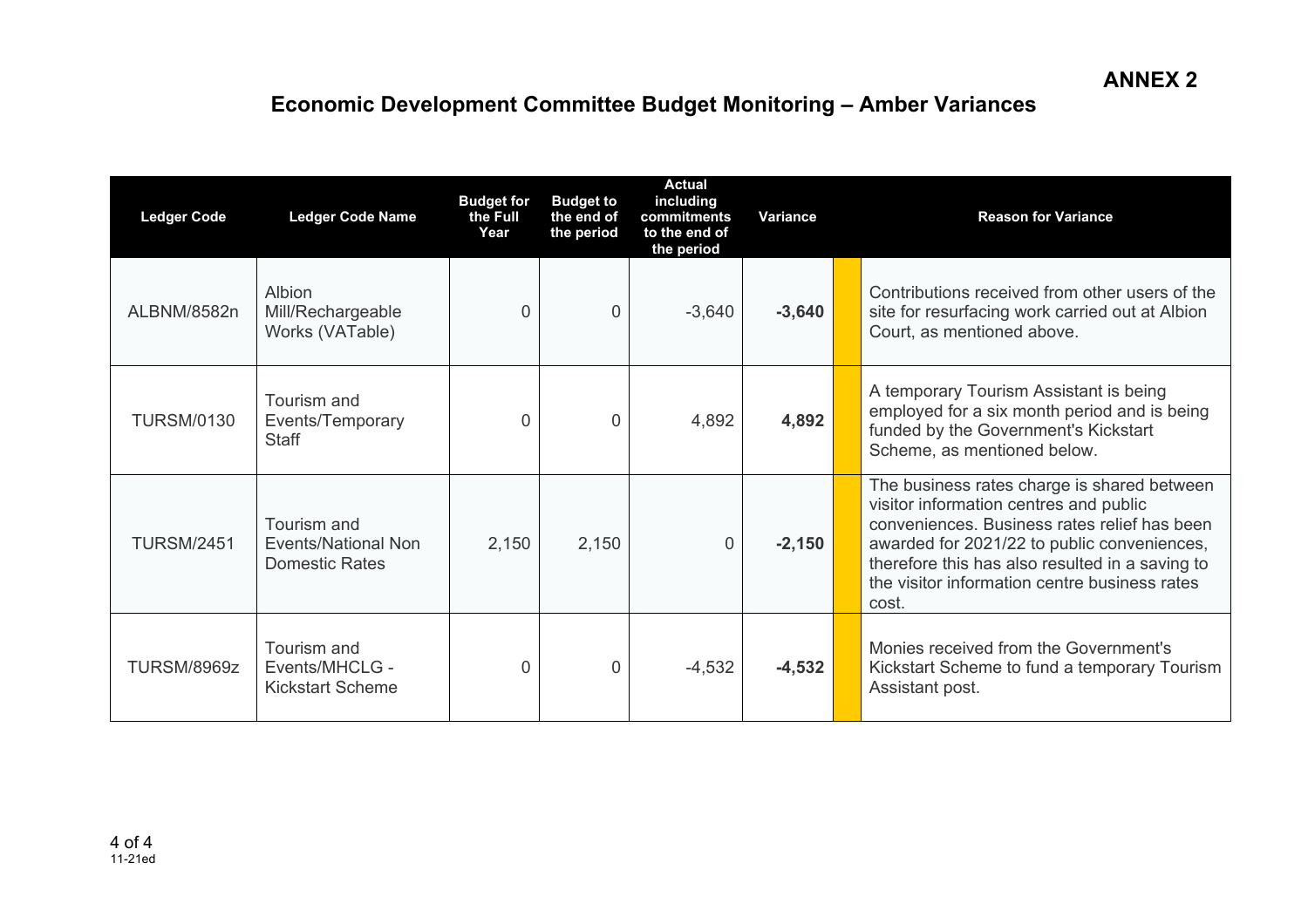**ANNEX 2**

# Economic Development Committee Budget Monitoring – Amber Variances

| Ledger Code | Ledger Code Name | Budget for the Full Year | Budget to the end of the period | Actual including commitments to the end of the period | Variance | | Reason for Variance |
|---|---|---|---|---|---|---|---|
| ALBNM/8582n | Albion Mill/Rechargeable Works (VATable) | 0 | 0 | -3,640 | **-3,640** | | Contributions received from other users of the site for resurfacing work carried out at Albion Court, as mentioned above. |
| TURSM/0130 | Tourism and Events/Temporary Staff | 0 | 0 | 4,892 | **4,892** | | A temporary Tourism Assistant is being employed for a six month period and is being funded by the Government's Kickstart Scheme, as mentioned below. |
| TURSM/2451 | Tourism and Events/National Non Domestic Rates | 2,150 | 2,150 | 0 | **-2,150** | | The business rates charge is shared between visitor information centres and public conveniences. Business rates relief has been awarded for 2021/22 to public conveniences, therefore this has also resulted in a saving to the visitor information centre business rates cost. |
| TURSM/8969z | Tourism and Events/MHCLG - Kickstart Scheme | 0 | 0 | -4,532 | **-4,532** | | Monies received from the Government's Kickstart Scheme to fund a temporary Tourism Assistant post. |

11-21ed